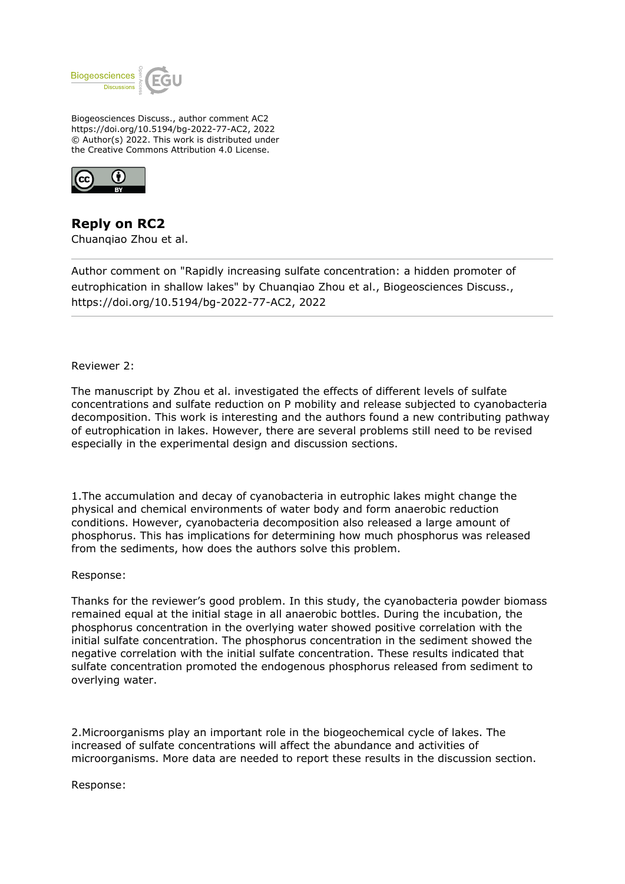Biogeosciences Discuss., author comment AC2
https://doi.org/10.5194/bg-2022-77-AC2, 2022
© Author(s) 2022. This work is distributed under
the Creative Commons Attribution 4.0 License.

## Reply on RC2

Chuanqiao Zhou et al.

---

Author comment on "Rapidly increasing sulfate concentration: a hidden promoter of eutrophication in shallow lakes" by Chuanqiao Zhou et al., Biogeosciences Discuss., https://doi.org/10.5194/bg-2022-77-AC2, 2022

---

Reviewer 2:

The manuscript by Zhou et al. investigated the effects of different levels of sulfate concentrations and sulfate reduction on P mobility and release subjected to cyanobacteria decomposition. This work is interesting and the authors found a new contributing pathway of eutrophication in lakes. However, there are several problems still need to be revised especially in the experimental design and discussion sections.

1.The accumulation and decay of cyanobacteria in eutrophic lakes might change the physical and chemical environments of water body and form anaerobic reduction conditions. However, cyanobacteria decomposition also released a large amount of phosphorus. This has implications for determining how much phosphorus was released from the sediments, how does the authors solve this problem.

Response:

Thanks for the reviewer's good problem. In this study, the cyanobacteria powder biomass remained equal at the initial stage in all anaerobic bottles. During the incubation, the phosphorus concentration in the overlying water showed positive correlation with the initial sulfate concentration. The phosphorus concentration in the sediment showed the negative correlation with the initial sulfate concentration. These results indicated that sulfate concentration promoted the endogenous phosphorus released from sediment to overlying water.

2.Microorganisms play an important role in the biogeochemical cycle of lakes. The increased of sulfate concentrations will affect the abundance and activities of microorganisms. More data are needed to report these results in the discussion section.

Response: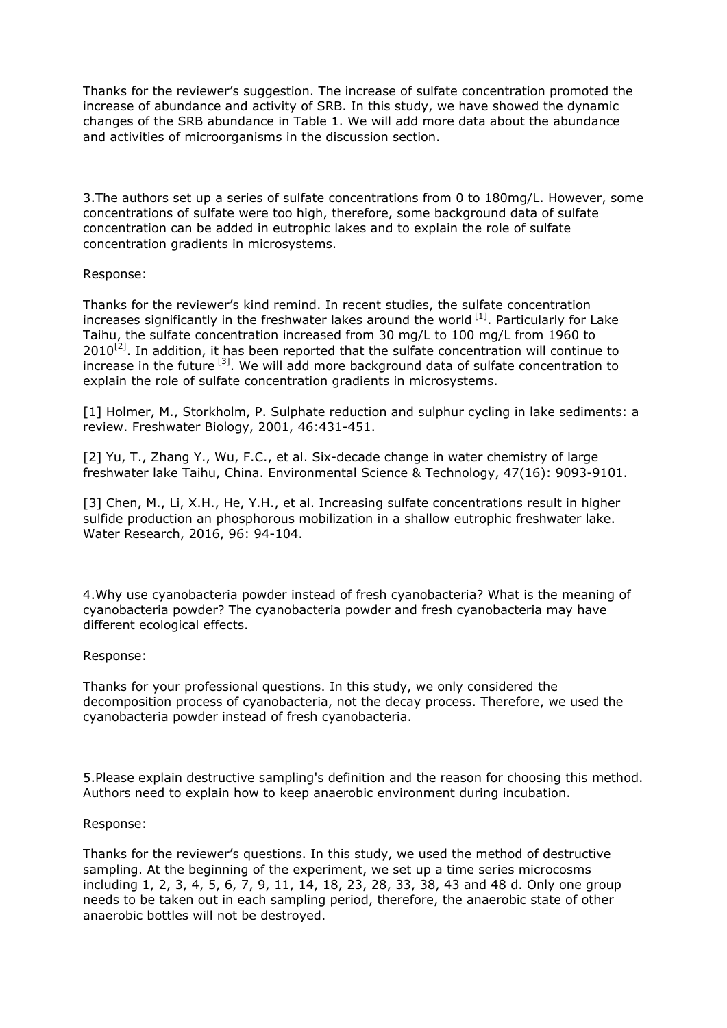Thanks for the reviewer's suggestion. The increase of sulfate concentration promoted the increase of abundance and activity of SRB. In this study, we have showed the dynamic changes of the SRB abundance in Table 1. We will add more data about the abundance and activities of microorganisms in the discussion section.

3.The authors set up a series of sulfate concentrations from 0 to 180mg/L. However, some concentrations of sulfate were too high, therefore, some background data of sulfate concentration can be added in eutrophic lakes and to explain the role of sulfate concentration gradients in microsystems.

Response:

Thanks for the reviewer's kind remind. In recent studies, the sulfate concentration increases significantly in the freshwater lakes around the world [1]. Particularly for Lake Taihu, the sulfate concentration increased from 30 mg/L to 100 mg/L from 1960 to 2010[2]. In addition, it has been reported that the sulfate concentration will continue to increase in the future [3]. We will add more background data of sulfate concentration to explain the role of sulfate concentration gradients in microsystems.

[1] Holmer, M., Storkholm, P. Sulphate reduction and sulphur cycling in lake sediments: a review. Freshwater Biology, 2001, 46:431-451.

[2] Yu, T., Zhang Y., Wu, F.C., et al. Six-decade change in water chemistry of large freshwater lake Taihu, China. Environmental Science & Technology, 47(16): 9093-9101.

[3] Chen, M., Li, X.H., He, Y.H., et al. Increasing sulfate concentrations result in higher sulfide production an phosphorous mobilization in a shallow eutrophic freshwater lake. Water Research, 2016, 96: 94-104.

4.Why use cyanobacteria powder instead of fresh cyanobacteria? What is the meaning of cyanobacteria powder? The cyanobacteria powder and fresh cyanobacteria may have different ecological effects.

Response:

Thanks for your professional questions. In this study, we only considered the decomposition process of cyanobacteria, not the decay process. Therefore, we used the cyanobacteria powder instead of fresh cyanobacteria.

5.Please explain destructive sampling's definition and the reason for choosing this method. Authors need to explain how to keep anaerobic environment during incubation.

Response:

Thanks for the reviewer's questions. In this study, we used the method of destructive sampling. At the beginning of the experiment, we set up a time series microcosms including 1, 2, 3, 4, 5, 6, 7, 9, 11, 14, 18, 23, 28, 33, 38, 43 and 48 d. Only one group needs to be taken out in each sampling period, therefore, the anaerobic state of other anaerobic bottles will not be destroyed.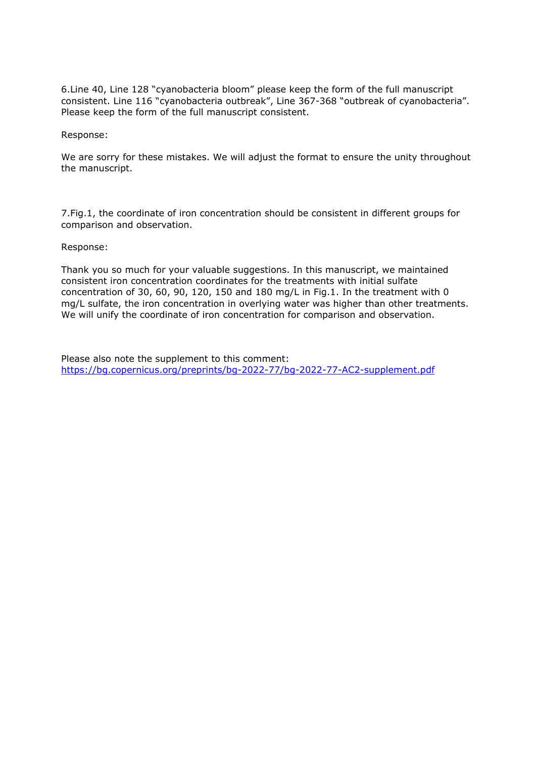6.Line 40, Line 128 “cyanobacteria bloom” please keep the form of the full manuscript consistent. Line 116 “cyanobacteria outbreak”, Line 367-368 “outbreak of cyanobacteria”. Please keep the form of the full manuscript consistent.

Response:

We are sorry for these mistakes. We will adjust the format to ensure the unity throughout the manuscript.

7.Fig.1, the coordinate of iron concentration should be consistent in different groups for comparison and observation.

Response:

Thank you so much for your valuable suggestions. In this manuscript, we maintained consistent iron concentration coordinates for the treatments with initial sulfate concentration of 30, 60, 90, 120, 150 and 180 mg/L in Fig.1. In the treatment with 0 mg/L sulfate, the iron concentration in overlying water was higher than other treatments. We will unify the coordinate of iron concentration for comparison and observation.

Please also note the supplement to this comment:
https://bg.copernicus.org/preprints/bg-2022-77/bg-2022-77-AC2-supplement.pdf